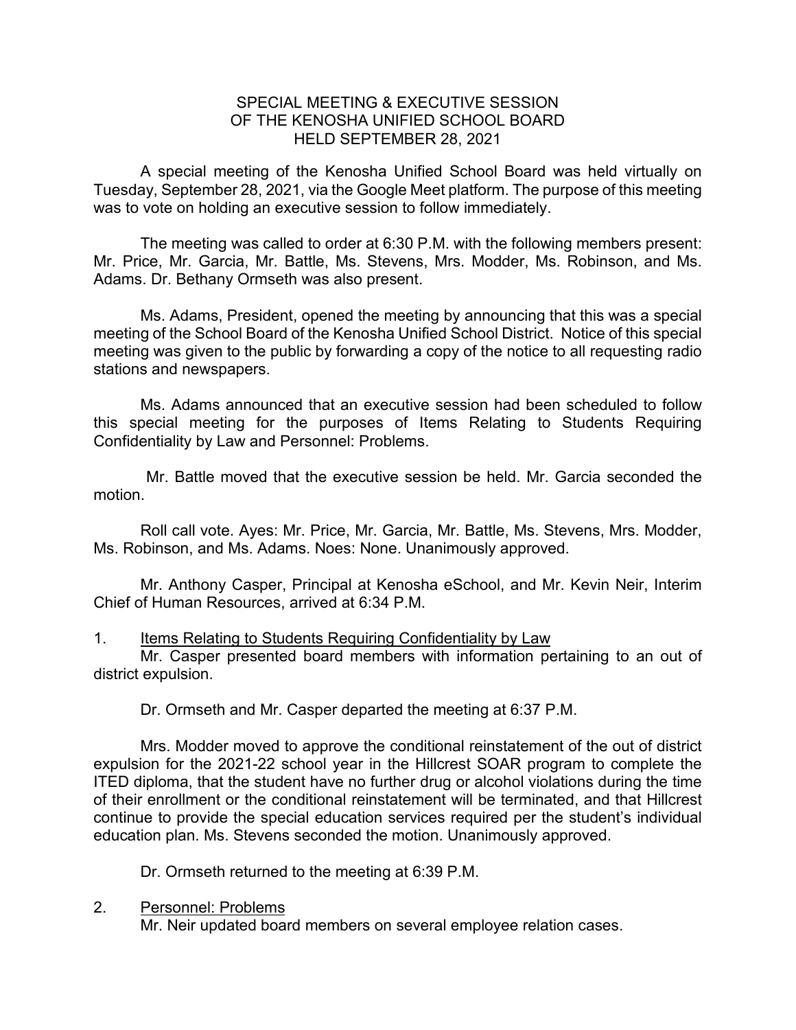# SPECIAL MEETING & EXECUTIVE SESSION OF THE KENOSHA UNIFIED SCHOOL BOARD HELD SEPTEMBER 28, 2021

A special meeting of the Kenosha Unified School Board was held virtually on Tuesday, September 28, 2021, via the Google Meet platform. The purpose of this meeting was to vote on holding an executive session to follow immediately.

The meeting was called to order at 6:30 P.M. with the following members present: Mr. Price, Mr. Garcia, Mr. Battle, Ms. Stevens, Mrs. Modder, Ms. Robinson, and Ms. Adams. Dr. Bethany Ormseth was also present.

Ms. Adams, President, opened the meeting by announcing that this was a special meeting of the School Board of the Kenosha Unified School District. Notice of this special meeting was given to the public by forwarding a copy of the notice to all requesting radio stations and newspapers.

Ms. Adams announced that an executive session had been scheduled to follow this special meeting for the purposes of Items Relating to Students Requiring Confidentiality by Law and Personnel: Problems.

Mr. Battle moved that the executive session be held. Mr. Garcia seconded the motion.

Roll call vote. Ayes: Mr. Price, Mr. Garcia, Mr. Battle, Ms. Stevens, Mrs. Modder, Ms. Robinson, and Ms. Adams. Noes: None. Unanimously approved.

Mr. Anthony Casper, Principal at Kenosha eSchool, and Mr. Kevin Neir, Interim Chief of Human Resources, arrived at 6:34 P.M.

1. Items Relating to Students Requiring Confidentiality by Law

Mr. Casper presented board members with information pertaining to an out of district expulsion.

Dr. Ormseth and Mr. Casper departed the meeting at 6:37 P.M.

Mrs. Modder moved to approve the conditional reinstatement of the out of district expulsion for the 2021-22 school year in the Hillcrest SOAR program to complete the ITED diploma, that the student have no further drug or alcohol violations during the time of their enrollment or the conditional reinstatement will be terminated, and that Hillcrest continue to provide the special education services required per the student's individual education plan. Ms. Stevens seconded the motion. Unanimously approved.

Dr. Ormseth returned to the meeting at 6:39 P.M.

2. Personnel: Problems

Mr. Neir updated board members on several employee relation cases.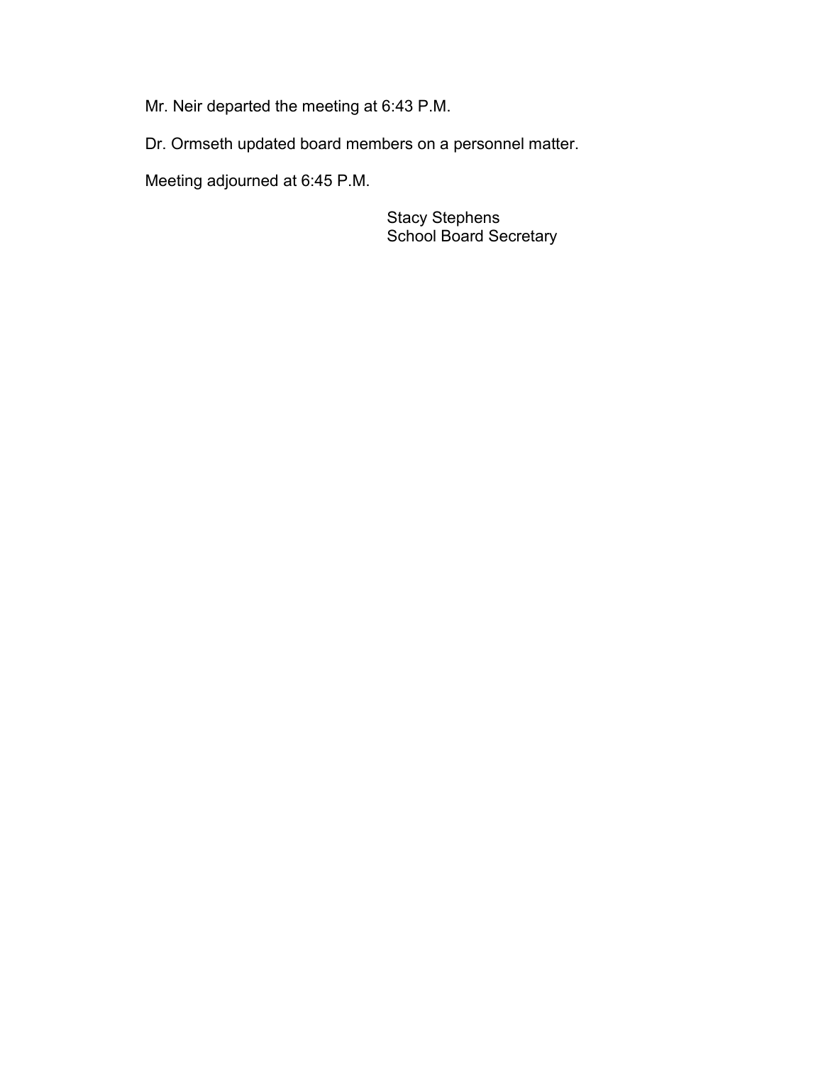Mr. Neir departed the meeting at 6:43 P.M.

Dr. Ormseth updated board members on a personnel matter.

Meeting adjourned at 6:45 P.M.

Stacy Stephens
School Board Secretary